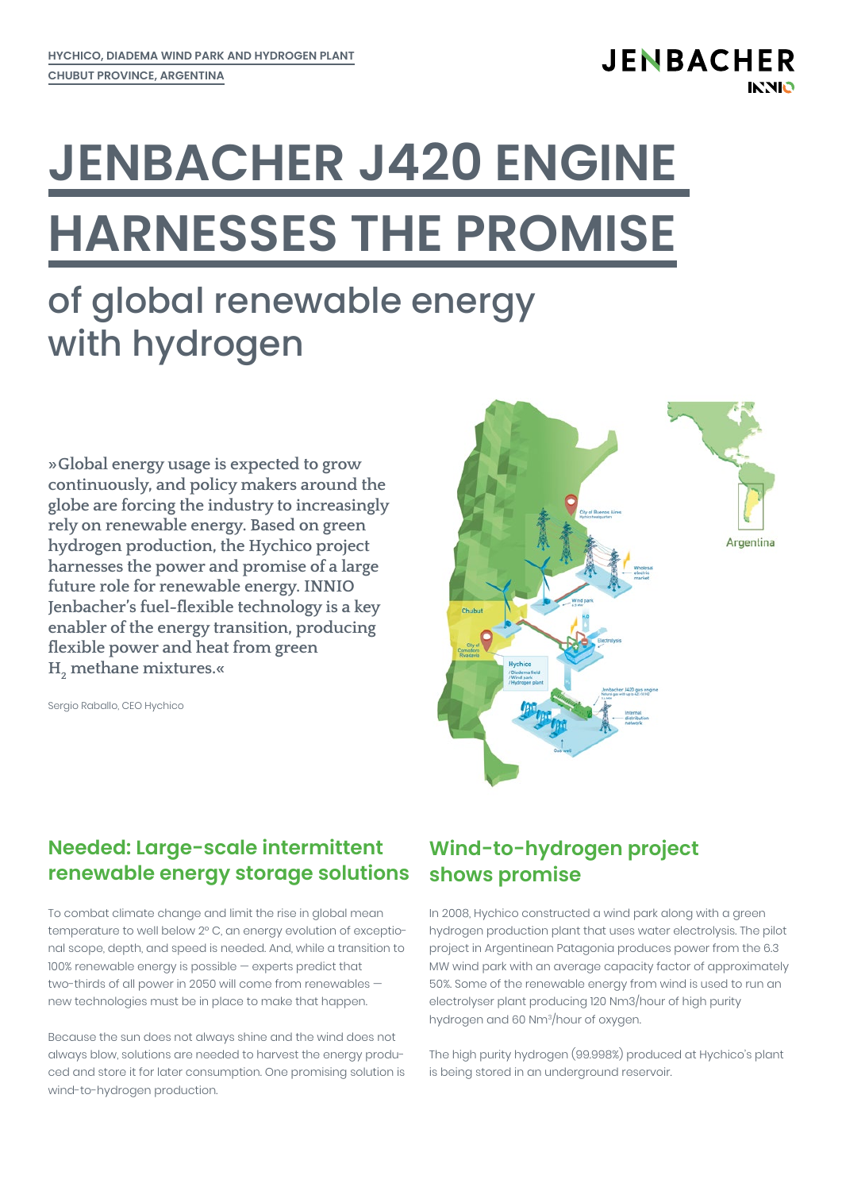HYCHICO, DIADEMA WIND PARK AND HYDROGEN PLANT
CHUBUT PROVINCE, ARGENTINA

# JENBACHER J420 ENGINE HARNESSES THE PROMISE

## of global renewable energy with hydrogen

»Global energy usage is expected to grow continuously, and policy makers around the globe are forcing the industry to increasingly rely on renewable energy. Based on green hydrogen production, the Hychico project harnesses the power and promise of a large future role for renewable energy. INNIO Jenbacher's fuel-flexible technology is a key enabler of the energy transition, producing flexible power and heat from green $H_2$ methane mixtures.«

Sergio Raballo, CEO Hychico

### Needed: Large-scale intermittent renewable energy storage solutions

To combat climate change and limit the rise in global mean temperature to well below 2° C, an energy evolution of exceptional scope, depth, and speed is needed. And, while a transition to 100% renewable energy is possible — experts predict that two-thirds of all power in 2050 will come from renewables — new technologies must be in place to make that happen.

Because the sun does not always shine and the wind does not always blow, solutions are needed to harvest the energy produced and store it for later consumption. One promising solution is wind-to-hydrogen production.

### Wind-to-hydrogen project shows promise

In 2008, Hychico constructed a wind park along with a green hydrogen production plant that uses water electrolysis. The pilot project in Argentinean Patagonia produces power from the 6.3 MW wind park with an average capacity factor of approximately 50%. Some of the renewable energy from wind is used to run an electrolyser plant producing 120 Nm3/hour of high purity hydrogen and 60 $Nm^3$/hour of oxygen.

The high purity hydrogen (99.998%) produced at Hychico's plant is being stored in an underground reservoir.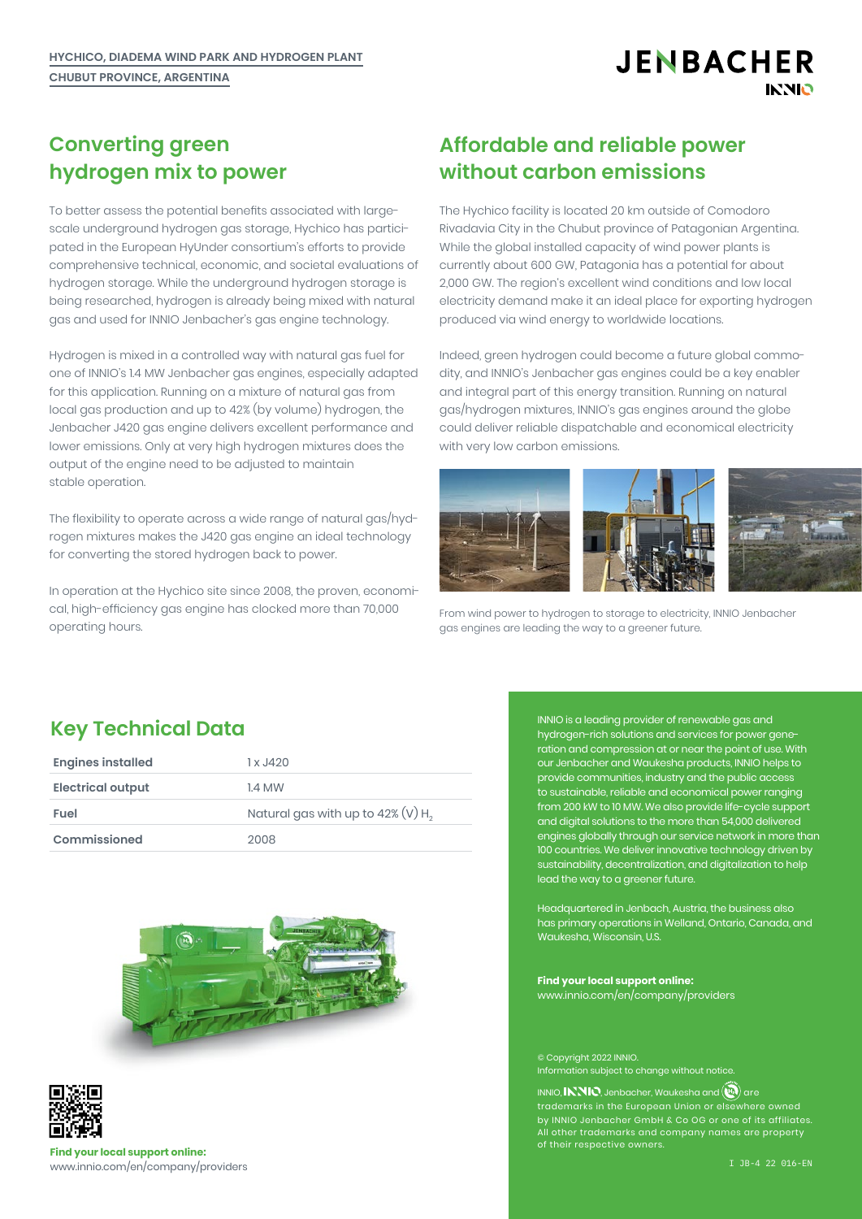**HYCHICO, DIADEMA WIND PARK AND HYDROGEN PLANT**
**CHUBUT PROVINCE, ARGENTINA**

JENBACHER
INNIO

## Converting green hydrogen mix to power

To better assess the potential benefits associated with large-scale underground hydrogen gas storage, Hychico has participated in the European HyUnder consortium's efforts to provide comprehensive technical, economic, and societal evaluations of hydrogen storage. While the underground hydrogen storage is being researched, hydrogen is already being mixed with natural gas and used for INNIO Jenbacher's gas engine technology.

Hydrogen is mixed in a controlled way with natural gas fuel for one of INNIO's 1.4 MW Jenbacher gas engines, especially adapted for this application. Running on a mixture of natural gas from local gas production and up to 42% (by volume) hydrogen, the Jenbacher J420 gas engine delivers excellent performance and lower emissions. Only at very high hydrogen mixtures does the output of the engine need to be adjusted to maintain stable operation.

The flexibility to operate across a wide range of natural gas/hydrogen mixtures makes the J420 gas engine an ideal technology for converting the stored hydrogen back to power.

In operation at the Hychico site since 2008, the proven, economical, high-efficiency gas engine has clocked more than 70,000 operating hours.

## Affordable and reliable power without carbon emissions

The Hychico facility is located 20 km outside of Comodoro Rivadavia City in the Chubut province of Patagonian Argentina. While the global installed capacity of wind power plants is currently about 600 GW, Patagonia has a potential for about 2,000 GW. The region's excellent wind conditions and low local electricity demand make it an ideal place for exporting hydrogen produced via wind energy to worldwide locations.

Indeed, green hydrogen could become a future global commodity, and INNIO's Jenbacher gas engines could be a key enabler and integral part of this energy transition. Running on natural gas/hydrogen mixtures, INNIO's gas engines around the globe could deliver reliable dispatchable and economical electricity with very low carbon emissions.

From wind power to hydrogen to storage to electricity, INNIO Jenbacher gas engines are leading the way to a greener future.

## Key Technical Data

| | |
|---|---|
| **Engines installed** | 1 x J420 |
| **Electrical output** | 1.4 MW |
| **Fuel** | Natural gas with up to 42% (V) $H_2$ |
| **Commissioned** | 2008 |

**Find your local support online:**
www.innio.com/en/company/providers

INNIO is a leading provider of renewable gas and hydrogen-rich solutions and services for power generation and compression at or near the point of use. With our Jenbacher and Waukesha products, INNIO helps to provide communities, industry and the public access to sustainable, reliable and economical power ranging from 200 kW to 10 MW. We also provide life-cycle support and digital solutions to the more than 54,000 delivered engines globally through our service network in more than 100 countries. We deliver innovative technology driven by sustainability, decentralization, and digitalization to help lead the way to a greener future.

Headquartered in Jenbach, Austria, the business also has primary operations in Welland, Ontario, Canada, and Waukesha, Wisconsin, U.S.

**Find your local support online:**
www.innio.com/en/company/providers

© Copyright 2022 INNIO.
Information subject to change without notice.

INNIO, INNIO, Jenbacher, Waukesha and are trademarks in the European Union or elsewhere owned by INNIO Jenbacher GmbH & Co OG or one of its affiliates. All other trademarks and company names are property of their respective owners.

I JB-4 22 016-EN